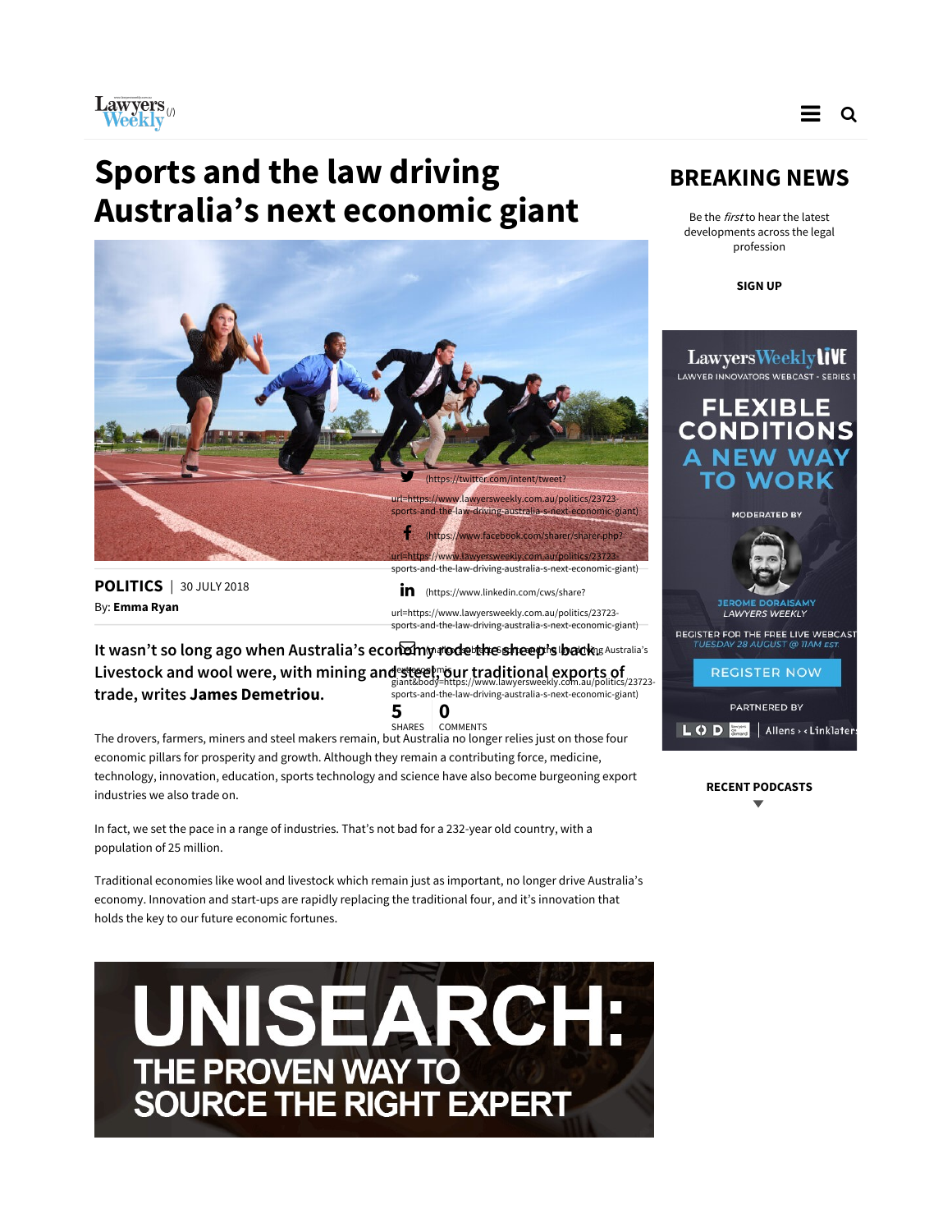# Sports and the law driving Australia's next economic giant

**POLITICS** | 30 JULY 2018

By: **Emma Ryan**

5 SHARES | 0 COMMENTS

**It wasn't so long ago when Australia's economy rode the sheep's back. Livestock and wool were, with mining and steel, our traditional exports of trade, writes James Demetriou.**

The drovers, farmers, miners and steel makers remain, but Australia no longer relies just on those four economic pillars for prosperity and growth. Although they remain a contributing force, medicine, technology, innovation, education, sports technology and science have also become burgeoning export industries we also trade on.

In fact, we set the pace in a range of industries. That's not bad for a 232-year old country, with a population of 25 million.

Traditional economies like wool and livestock which remain just as important, no longer drive Australia's economy. Innovation and start-ups are rapidly replacing the traditional four, and it's innovation that holds the key to our future economic fortunes.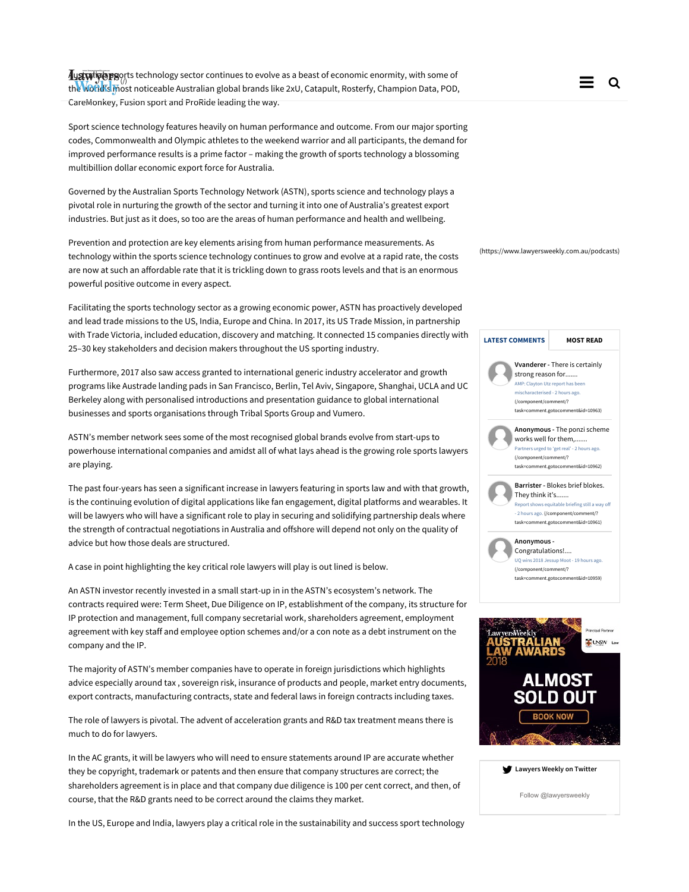Australia's sports technology sector continues to evolve as a beast of economic enormity, with some of the world's most noticeable Australian global brands like 2xU, Catapult, Rosterfy, Champion Data, POD, CareMonkey, Fusion sport and ProRide leading the way.

Sport science technology features heavily on human performance and outcome. From our major sporting codes, Commonwealth and Olympic athletes to the weekend warrior and all participants, the demand for improved performance results is a prime factor – making the growth of sports technology a blossoming multibillion dollar economic export force for Australia.

Governed by the Australian Sports Technology Network (ASTN), sports science and technology plays a pivotal role in nurturing the growth of the sector and turning it into one of Australia's greatest export industries. But just as it does, so too are the areas of human performance and health and wellbeing.

Prevention and protection are key elements arising from human performance measurements. As technology within the sports science technology continues to grow and evolve at a rapid rate, the costs are now at such an affordable rate that it is trickling down to grass roots levels and that is an enormous powerful positive outcome in every aspect.

Facilitating the sports technology sector as a growing economic power, ASTN has proactively developed and lead trade missions to the US, India, Europe and China. In 2017, its US Trade Mission, in partnership with Trade Victoria, included education, discovery and matching. It connected 15 companies directly with 25–30 key stakeholders and decision makers throughout the US sporting industry.

Furthermore, 2017 also saw access granted to international generic industry accelerator and growth programs like Austrade landing pads in San Francisco, Berlin, Tel Aviv, Singapore, Shanghai, UCLA and UC Berkeley along with personalised introductions and presentation guidance to global international businesses and sports organisations through Tribal Sports Group and Vumero.

ASTN's member network sees some of the most recognised global brands evolve from start-ups to powerhouse international companies and amidst all of what lays ahead is the growing role sports lawyers are playing.

The past four-years has seen a significant increase in lawyers featuring in sports law and with that growth, is the continuing evolution of digital applications like fan engagement, digital platforms and wearables. It will be lawyers who will have a significant role to play in securing and solidifying partnership deals where the strength of contractual negotiations in Australia and offshore will depend not only on the quality of advice but how those deals are structured.

A case in point highlighting the key critical role lawyers will play is out lined is below.

An ASTN investor recently invested in a small start-up in in the ASTN's ecosystem's network. The contracts required were: Term Sheet, Due Diligence on IP, establishment of the company, its structure for IP protection and management, full company secretarial work, shareholders agreement, employment agreement with key staff and employee option schemes and/or a con note as a debt instrument on the company and the IP.

The majority of ASTN's member companies have to operate in foreign jurisdictions which highlights advice especially around tax , sovereign risk, insurance of products and people, market entry documents, export contracts, manufacturing contracts, state and federal laws in foreign contracts including taxes.

The role of lawyers is pivotal. The advent of acceleration grants and R&D tax treatment means there is much to do for lawyers.

In the AC grants, it will be lawyers who will need to ensure statements around IP are accurate whether they be copyright, trademark or patents and then ensure that company structures are correct; the shareholders agreement is in place and that company due diligence is 100 per cent correct, and then, of course, that the R&D grants need to be correct around the claims they market.

In the US, Europe and India, lawyers play a critical role in the sustainability and success sport technology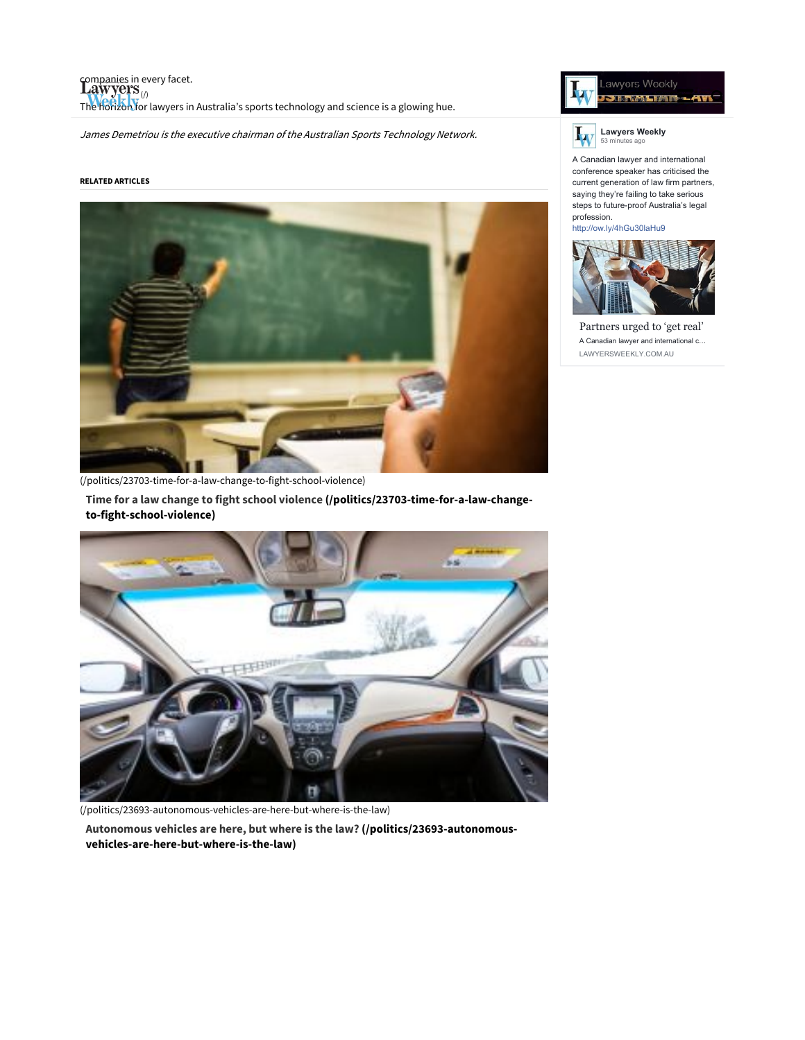companies in every facet.

The horizon for lawyers in Australia's sports technology and science is a glowing hue.

*James Demetriou is the executive chairman of the Australian Sports Technology Network.*

**RELATED ARTICLES**

(/politics/23703-time-for-a-law-change-to-fight-school-violence)

**Time for a law change to fight school violence (/politics/23703-time-for-a-law-change-to-fight-school-violence)**

(/politics/23693-autonomous-vehicles-are-here-but-where-is-the-law)

**Autonomous vehicles are here, but where is the law? (/politics/23693-autonomous-vehicles-are-here-but-where-is-the-law)**

Lawyers Weekly
53 minutes ago

A Canadian lawyer and international conference speaker has criticised the current generation of law firm partners, saying they're failing to take serious steps to future-proof Australia's legal profession.
http://ow.ly/4hGu30laHu9

Partners urged to 'get real'
A Canadian lawyer and international c...
LAWYERSWEEKLY.COM.AU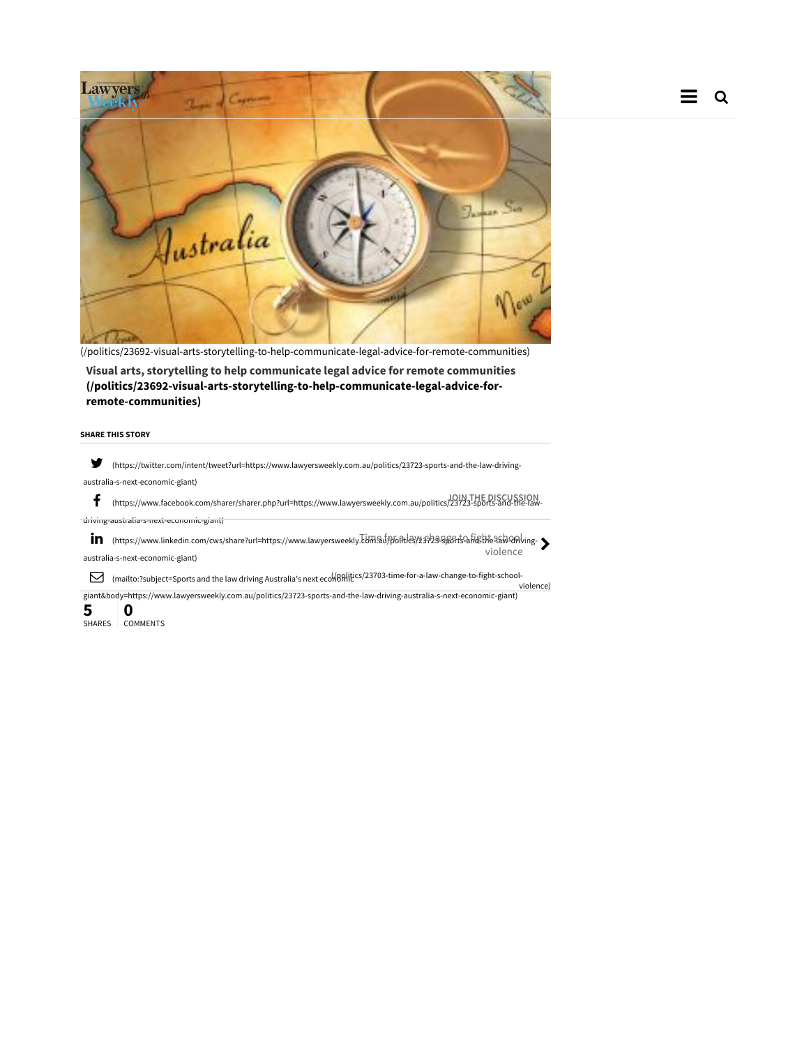(/politics/23692-visual-arts-storytelling-to-help-communicate-legal-advice-for-remote-communities)

**Visual arts, storytelling to help communicate legal advice for remote communities (/politics/23692-visual-arts-storytelling-to-help-communicate-legal-advice-for-remote-communities)**

**SHARE THIS STORY**

(https://twitter.com/intent/tweet?url=https://www.lawyersweekly.com.au/politics/23723-sports-and-the-law-driving-australia-s-next-economic-giant)

(https://www.facebook.com/sharer/sharer.php?url=https://www.lawyersweekly.com.au/politics/23723-sports-and-the-law-driving-australia-s-next-economic-giant)

(https://www.linkedin.com/cws/share?url=https://www.lawyersweekly.com.au/politics/23723-sports-and-the-law-driving-australia-s-next-economic-giant)

(mailto:?subject=Sports and the law driving Australia's next economic giant&body=https://www.lawyersweekly.com.au/politics/23723-sports-and-the-law-driving-australia-s-next-economic-giant)

**5** SHARES **0** COMMENTS

**JOIN THE DISCUSSION**

Time for a law change to fight school violence (/politics/23703-time-for-a-law-change-to-fight-school-violence)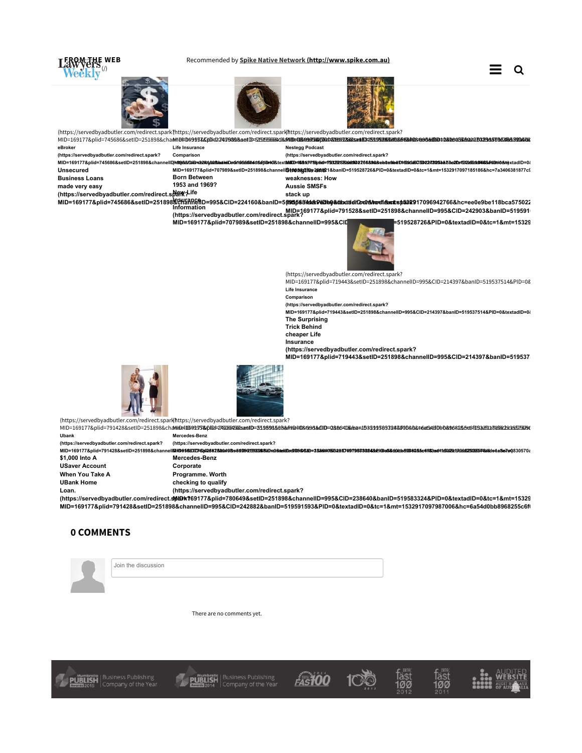## FROM THE WEB

Recommended by Spike Native Network (http://www.spike.com.au)

(https://servedbyadbutler.com/redirect.spark?MID=169177&plid=745686&setID=251898&channelID=995&CID=224160&banID=519556844&PID=0&textadID=0&tc=1&mt=1532917096942766&hc=ee0e9be118bca575022

eBroker

Unsecured Business Loans made very easy

(https://servedbyadbutler.com/redirect.spark?MID=169177&plid=745686&setID=251898&channelID=995&CID=224160&banID=519556844&PID=0&textadID=0&tc=1&mt=1532917096942766&hc=ee0e9be118bca575022

Life Insurance Comparison

Born Between 1953 and 1969? New Life Insurance Information

(https://servedbyadbutler.com/redirect.spark?MID=169177&plid=707989&setID=251898&channelID=995&CID=220701&banID=519528726&PID=0&textadID=0&tc=1&mt=1532917097185186&hc=7a3406381877c9

Nestegg Podcast

Strengths and weaknesses: How Aussie SMSFs stack up

(https://servedbyadbutler.com/redirect.spark?MID=169177&plid=791528&setID=251898&channelID=995&CID=242903&banID=519591

Life Insurance Comparison

The Surprising Trick Behind cheaper Life Insurance

(https://servedbyadbutler.com/redirect.spark?MID=169177&plid=719443&setID=251898&channelID=995&CID=214397&banID=519537514&PID=0&textadID=0

Ubank

$1,000 Into A USaver Account When You Take A UBank Home Loan.

(https://servedbyadbutler.com/redirect.spark?MID=169177&plid=791428&setID=251898&channelID=995&CID=242882&banID=519591593&PID=0&textadID=0&tc=1&mt=1532917097987006&hc=6a54d0bb8968255c6f

Mercedes-Benz

Mercedes-Benz Corporate Programme. Worth checking to qualify

(https://servedbyadbutler.com/redirect.spark?MID=169177&plid=780649&setID=251898&channelID=995&CID=238640&banID=519583324&PID=0&textadID=0&tc=1&mt=15329

## 0 COMMENTS

Join the discussion

There are no comments yet.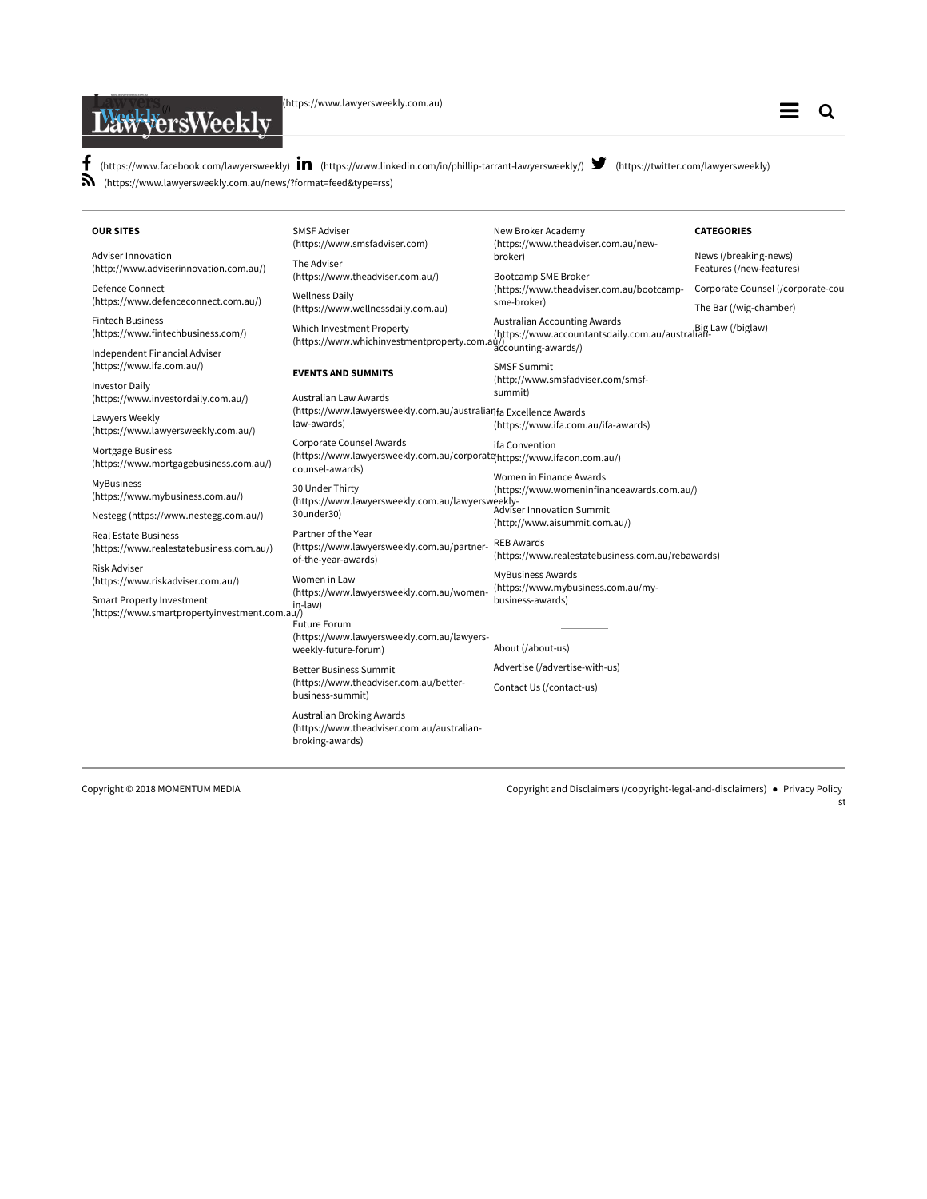(https://www.lawyersweekly.com.au)

(https://www.facebook.com/lawyersweekly) (https://www.linkedin.com/in/phillip-tarrant-lawyersweekly/) (https://twitter.com/lawyersweekly)
(https://www.lawyersweekly.com.au/news/?format=feed&type=rss)

**OUR SITES**

Adviser Innovation (http://www.adviserinnovation.com.au/)

Defence Connect (https://www.defenceconnect.com.au/)

Fintech Business (https://www.fintechbusiness.com/)

Independent Financial Adviser (https://www.ifa.com.au/)

Investor Daily (https://www.investordaily.com.au/)

Lawyers Weekly (https://www.lawyersweekly.com.au/)

Mortgage Business (https://www.mortgagebusiness.com.au/)

MyBusiness (https://www.mybusiness.com.au/)

Nestegg (https://www.nestegg.com.au/)

Real Estate Business (https://www.realestatebusiness.com.au/)

Risk Adviser (https://www.riskadviser.com.au/)

Smart Property Investment (https://www.smartpropertyinvestment.com.au/)

SMSF Adviser (https://www.smsfadviser.com)

The Adviser (https://www.theadviser.com.au/)

Wellness Daily (https://www.wellnessdaily.com.au)

Which Investment Property (https://www.whichinvestmentproperty.com.au/)

**EVENTS AND SUMMITS**

Australian Law Awards (https://www.lawyersweekly.com.au/australian-law-awards)

Corporate Counsel Awards (https://www.lawyersweekly.com.au/corporate-counsel-awards)

30 Under Thirty (https://www.lawyersweekly.com.au/lawyersweekly-30under30)

Partner of the Year (https://www.lawyersweekly.com.au/partner-of-the-year-awards)

Women in Law (https://www.lawyersweekly.com.au/women-in-law)

Future Forum (https://www.lawyersweekly.com.au/lawyers-weekly-future-forum)

Better Business Summit (https://www.theadviser.com.au/better-business-summit)

Australian Broking Awards (https://www.theadviser.com.au/australian-broking-awards)

New Broker Academy (https://www.theadviser.com.au/new-broker)

Bootcamp SME Broker (https://www.theadviser.com.au/bootcamp-sme-broker)

Australian Accounting Awards (https://www.accountantsdaily.com.au/australian-accounting-awards/)

SMSF Summit (http://www.smsfadviser.com/smsf-summit)

ifa Excellence Awards (https://www.ifa.com.au/ifa-awards)

ifa Convention (https://www.ifacon.com.au/)

Women in Finance Awards (https://www.womeninfinanceawards.com.au/)

Adviser Innovation Summit (http://www.aisummit.com.au/)

REB Awards (https://www.realestatebusiness.com.au/rebawards)

MyBusiness Awards (https://www.mybusiness.com.au/my-business-awards)

About (/about-us)

Advertise (/advertise-with-us)

Contact Us (/contact-us)

**CATEGORIES**

News (/breaking-news)
Features (/new-features)

Corporate Counsel (/corporate-cou

The Bar (/wig-chamber)

Big Law (/biglaw)

Copyright © 2018 MOMENTUM MEDIA

Copyright and Disclaimers (/copyright-legal-and-disclaimers) • Privacy Policy